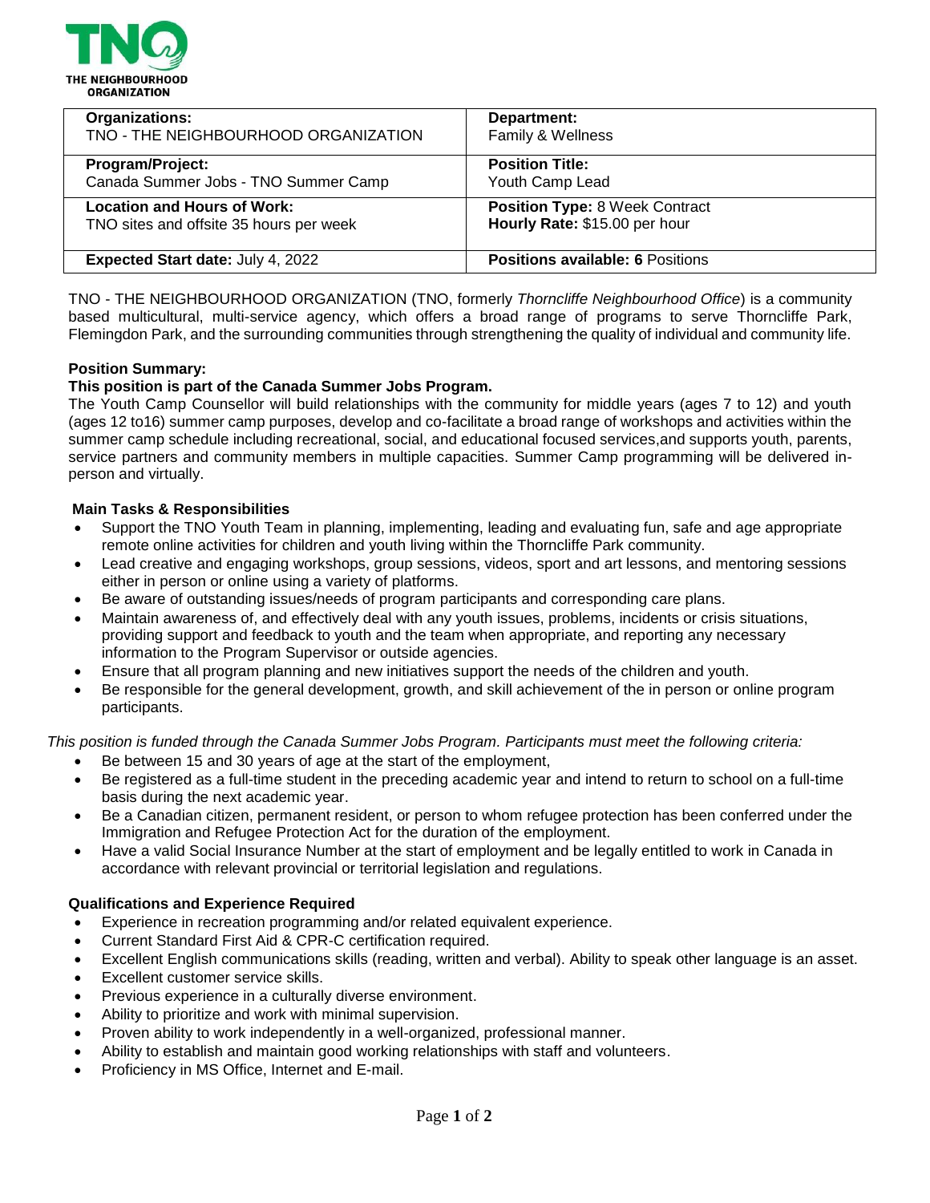**THE NEIGHBOURHOOD ORGANIZATION**

| **Organizations:** TNO - THE NEIGHBOURHOOD ORGANIZATION | **Department:** Family & Wellness |
| --- | --- |
| **Program/Project:** Canada Summer Jobs - TNO Summer Camp | **Position Title:** Youth Camp Lead |
| **Location and Hours of Work:** TNO sites and offsite 35 hours per week | **Position Type:** 8 Week Contract **Hourly Rate:** $15.00 per hour |
| **Expected Start date:** July 4, 2022 | **Positions available: 6** Positions |

TNO - THE NEIGHBOURHOOD ORGANIZATION (TNO, formerly *Thorncliffe Neighbourhood Office*) is a community based multicultural, multi-service agency, which offers a broad range of programs to serve Thorncliffe Park, Flemingdon Park, and the surrounding communities through strengthening the quality of individual and community life.

**Position Summary:**
**This position is part of the Canada Summer Jobs Program.**
The Youth Camp Counsellor will build relationships with the community for middle years (ages 7 to 12) and youth (ages 12 to16) summer camp purposes, develop and co-facilitate a broad range of workshops and activities within the summer camp schedule including recreational, social, and educational focused services,and supports youth, parents, service partners and community members in multiple capacities. Summer Camp programming will be delivered in-person and virtually.

**Main Tasks & Responsibilities**

- Support the TNO Youth Team in planning, implementing, leading and evaluating fun, safe and age appropriate remote online activities for children and youth living within the Thorncliffe Park community.
- Lead creative and engaging workshops, group sessions, videos, sport and art lessons, and mentoring sessions either in person or online using a variety of platforms.
- Be aware of outstanding issues/needs of program participants and corresponding care plans.
- Maintain awareness of, and effectively deal with any youth issues, problems, incidents or crisis situations, providing support and feedback to youth and the team when appropriate, and reporting any necessary information to the Program Supervisor or outside agencies.
- Ensure that all program planning and new initiatives support the needs of the children and youth.
- Be responsible for the general development, growth, and skill achievement of the in person or online program participants.

*This position is funded through the Canada Summer Jobs Program. Participants must meet the following criteria:*

- Be between 15 and 30 years of age at the start of the employment,
- Be registered as a full-time student in the preceding academic year and intend to return to school on a full-time basis during the next academic year.
- Be a Canadian citizen, permanent resident, or person to whom refugee protection has been conferred under the Immigration and Refugee Protection Act for the duration of the employment.
- Have a valid Social Insurance Number at the start of employment and be legally entitled to work in Canada in accordance with relevant provincial or territorial legislation and regulations.

**Qualifications and Experience Required**

- Experience in recreation programming and/or related equivalent experience.
- Current Standard First Aid & CPR-C certification required.
- Excellent English communications skills (reading, written and verbal). Ability to speak other language is an asset.
- Excellent customer service skills.
- Previous experience in a culturally diverse environment.
- Ability to prioritize and work with minimal supervision.
- Proven ability to work independently in a well-organized, professional manner.
- Ability to establish and maintain good working relationships with staff and volunteers.
- Proficiency in MS Office, Internet and E-mail.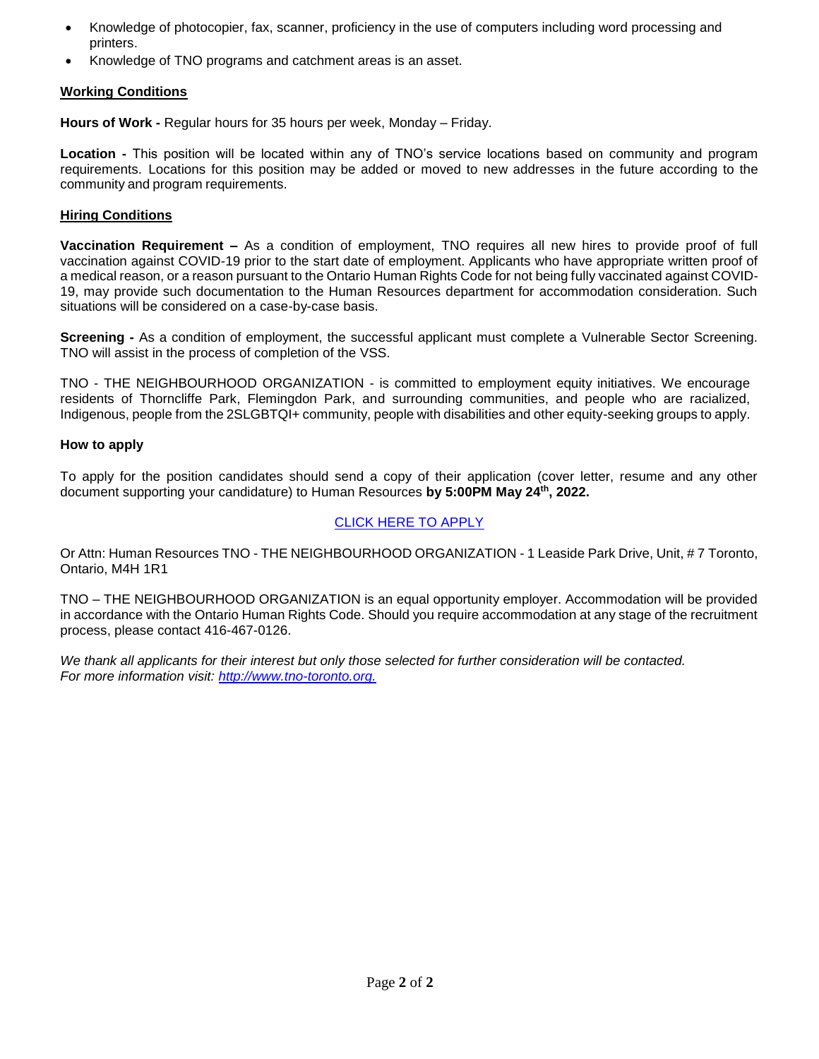- Knowledge of photocopier, fax, scanner, proficiency in the use of computers including word processing and printers.
- Knowledge of TNO programs and catchment areas is an asset.

## Working Conditions

**Hours of Work -** Regular hours for 35 hours per week, Monday – Friday.

**Location -** This position will be located within any of TNO's service locations based on community and program requirements. Locations for this position may be added or moved to new addresses in the future according to the community and program requirements.

## Hiring Conditions

**Vaccination Requirement –** As a condition of employment, TNO requires all new hires to provide proof of full vaccination against COVID-19 prior to the start date of employment. Applicants who have appropriate written proof of a medical reason, or a reason pursuant to the Ontario Human Rights Code for not being fully vaccinated against COVID-19, may provide such documentation to the Human Resources department for accommodation consideration. Such situations will be considered on a case-by-case basis.

**Screening -** As a condition of employment, the successful applicant must complete a Vulnerable Sector Screening. TNO will assist in the process of completion of the VSS.

TNO - THE NEIGHBOURHOOD ORGANIZATION - is committed to employment equity initiatives. We encourage residents of Thorncliffe Park, Flemingdon Park, and surrounding communities, and people who are racialized, Indigenous, people from the 2SLGBTQI+ community, people with disabilities and other equity-seeking groups to apply.

**How to apply**

To apply for the position candidates should send a copy of their application (cover letter, resume and any other document supporting your candidature) to Human Resources **by 5:00PM May 24th, 2022.**

CLICK HERE TO APPLY

Or Attn: Human Resources TNO - THE NEIGHBOURHOOD ORGANIZATION - 1 Leaside Park Drive, Unit, # 7 Toronto, Ontario, M4H 1R1

TNO – THE NEIGHBOURHOOD ORGANIZATION is an equal opportunity employer. Accommodation will be provided in accordance with the Ontario Human Rights Code. Should you require accommodation at any stage of the recruitment process, please contact 416-467-0126.

*We thank all applicants for their interest but only those selected for further consideration will be contacted.*
*For more information visit: http://www.tno-toronto.org.*